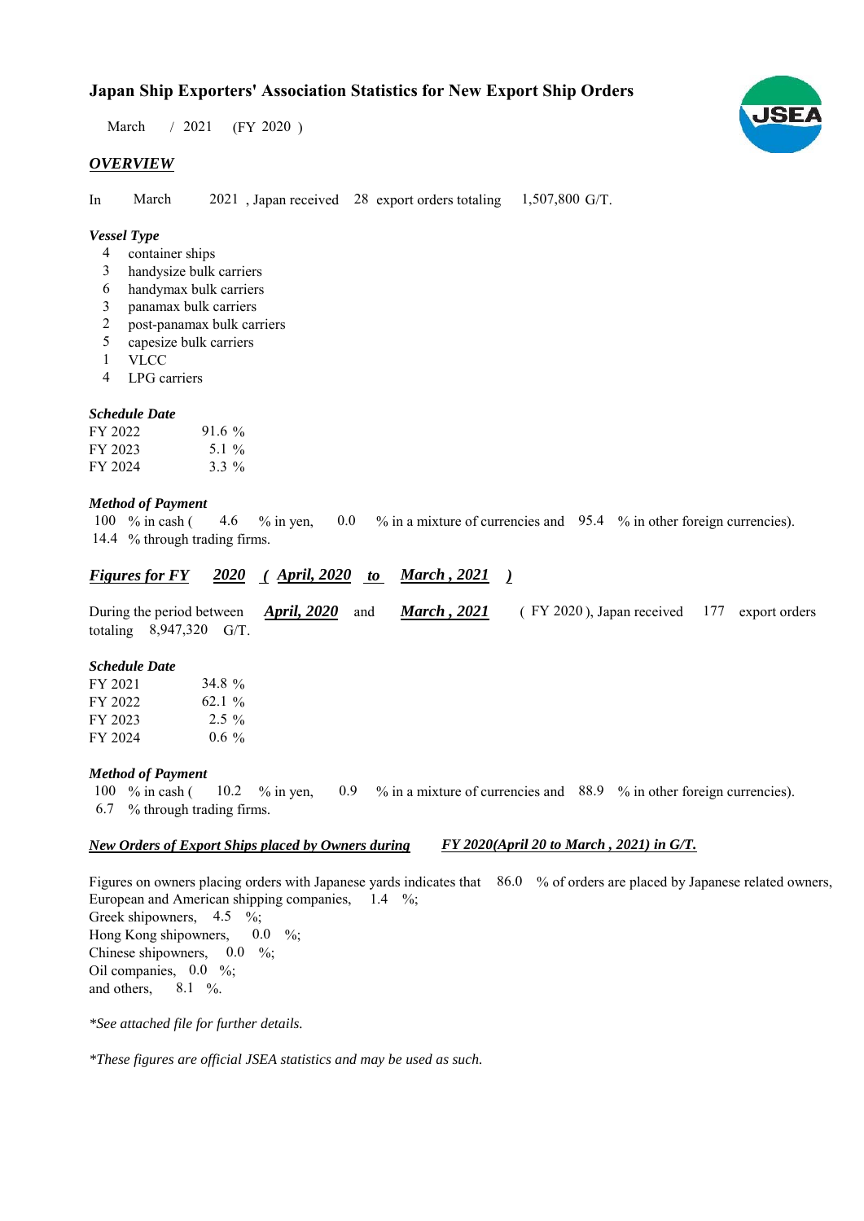# Japan Ship Exporters' Association Statistics for New Export Ship Orders

March / 2021 (FY 2020 )

## *OVERVIEW*

In March 2021 , Japan received 28 export orders totaling 1,507,800 G/T.

### *Vessel Type*

4 container ships
3 handysize bulk carriers
6 handymax bulk carriers
3 panamax bulk carriers
2 post-panamax bulk carriers
5 capesize bulk carriers
1 VLCC
4 LPG carriers

### *Schedule Date*

| | |
|---|---|
| FY 2022 | 91.6 % |
| FY 2023 | 5.1 % |
| FY 2024 | 3.3 % |

### *Method of Payment*

100 % in cash ( 4.6 % in yen, 0.0 % in a mixture of currencies and 95.4 % in other foreign currencies).
14.4 % through trading firms.

## ***Figures for FY 2020 ( April, 2020 to March , 2021 )***

During the period between ***April, 2020*** and ***March , 2021*** ( FY 2020 ), Japan received 177 export orders totaling 8,947,320 G/T.

### *Schedule Date*

| | |
|---|---|
| FY 2021 | 34.8 % |
| FY 2022 | 62.1 % |
| FY 2023 | 2.5 % |
| FY 2024 | 0.6 % |

### *Method of Payment*

100 % in cash ( 10.2 % in yen, 0.9 % in a mixture of currencies and 88.9 % in other foreign currencies).
6.7 % through trading firms.

### *New Orders of Export Ships placed by Owners during FY 2020(April 20 to March , 2021) in G/T.*

Figures on owners placing orders with Japanese yards indicates that 86.0 % of orders are placed by Japanese related owners,
European and American shipping companies, 1.4 %;
Greek shipowners, 4.5 %;
Hong Kong shipowners, 0.0 %;
Chinese shipowners, 0.0 %;
Oil companies, 0.0 %;
and others, 8.1 %.

*\*See attached file for further details.*

*\*These figures are official JSEA statistics and may be used as such.*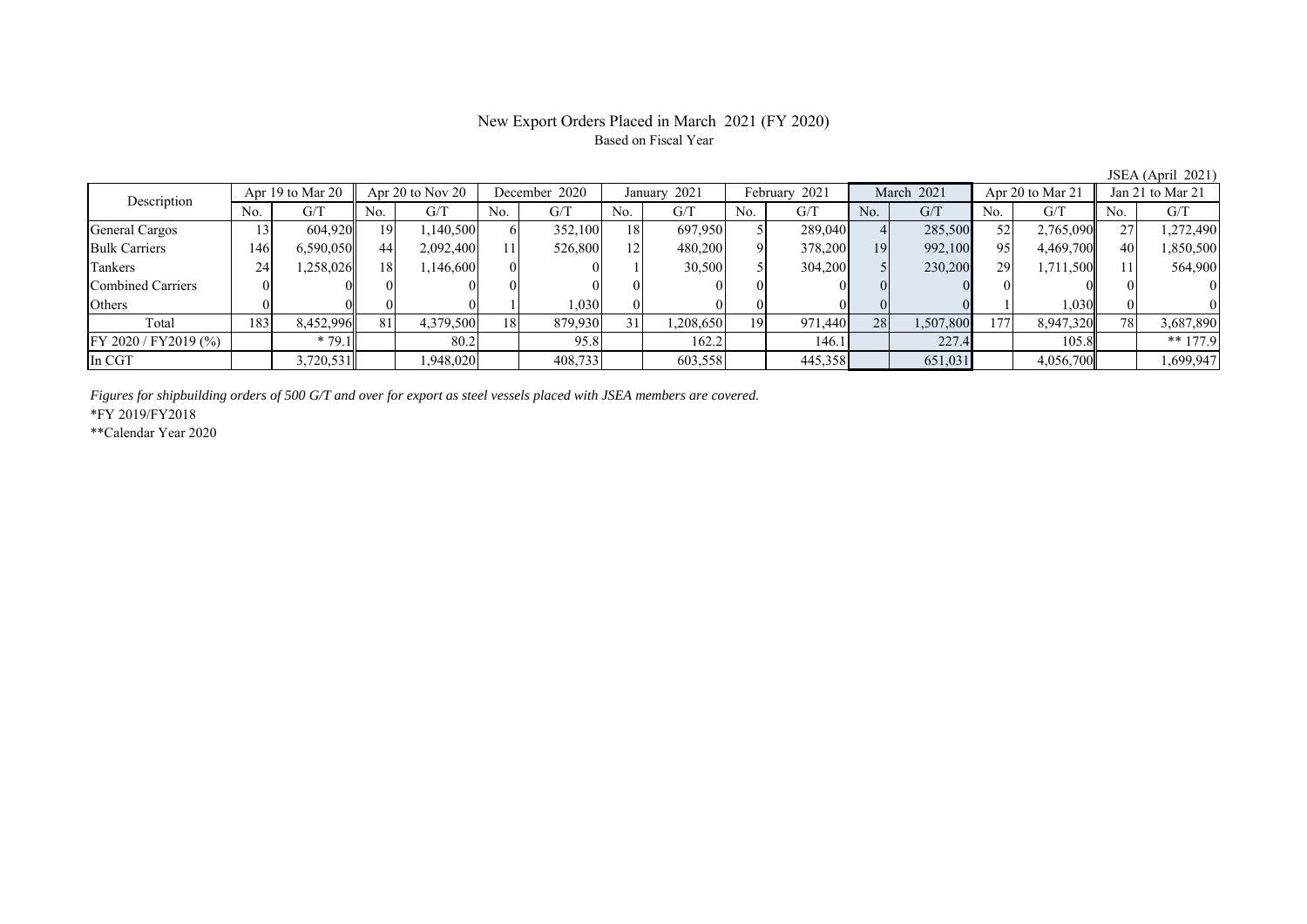# New Export Orders Placed in March 2021 (FY 2020)

Based on Fiscal Year

JSEA (April 2021)

| Description | Apr 19 to Mar 20 | | Apr 20 to Nov 20 | | December 2020 | | January 2021 | | February 2021 | | March 2021 | | Apr 20 to Mar 21 | | Jan 21 to Mar 21 | |
|---|---|---|---|---|---|---|---|---|---|---|---|---|---|---|---|---|
| | No. | G/T | No. | G/T | No. | G/T | No. | G/T | No. | G/T | No. | G/T | No. | G/T | No. | G/T |
| General Cargos | 13 | 604,920 | 19 | 1,140,500 | 6 | 352,100 | 18 | 697,950 | 5 | 289,040 | 4 | 285,500 | 52 | 2,765,090 | 27 | 1,272,490 |
| Bulk Carriers | 146 | 6,590,050 | 44 | 2,092,400 | 11 | 526,800 | 12 | 480,200 | 9 | 378,200 | 19 | 992,100 | 95 | 4,469,700 | 40 | 1,850,500 |
| Tankers | 24 | 1,258,026 | 18 | 1,146,600 | 0 | 0 | 1 | 30,500 | 5 | 304,200 | 5 | 230,200 | 29 | 1,711,500 | 11 | 564,900 |
| Combined Carriers | 0 | 0 | 0 | 0 | 0 | 0 | 0 | 0 | 0 | 0 | 0 | 0 | 0 | 0 | 0 | 0 |
| Others | 0 | 0 | 0 | 0 | 1 | 1,030 | 0 | 0 | 0 | 0 | 0 | 0 | 1 | 1,030 | 0 | 0 |
| Total | 183 | 8,452,996 | 81 | 4,379,500 | 18 | 879,930 | 31 | 1,208,650 | 19 | 971,440 | 28 | 1,507,800 | 177 | 8,947,320 | 78 | 3,687,890 |
| FY 2020 / FY2019 (%) | | * 79.1 | | 80.2 | | 95.8 | | 162.2 | | 146.1 | | 227.4 | | 105.8 | | ** 177.9 |
| In CGT | | 3,720,531 | | 1,948,020 | | 408,733 | | 603,558 | | 445,358 | | 651,031 | | 4,056,700 | | 1,699,947 |

*Figures for shipbuilding orders of 500 G/T and over for export as steel vessels placed with JSEA members are covered.*

*FY 2019/FY2018

**Calendar Year 2020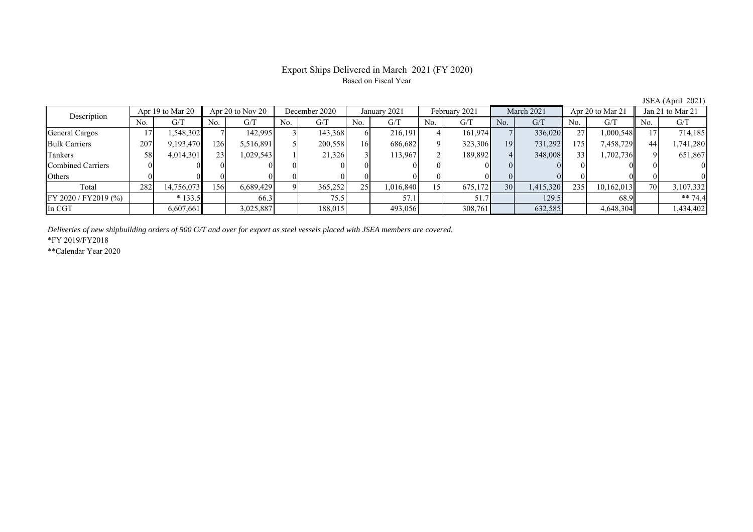# Export Ships Delivered in March 2021 (FY 2020)

Based on Fiscal Year

JSEA (April 2021)

| Description | Apr 19 to Mar 20 | | Apr 20 to Nov 20 | | December 2020 | | January 2021 | | February 2021 | | March 2021 | | Apr 20 to Mar 21 | | Jan 21 to Mar 21 | |
|---|---|---|---|---|---|---|---|---|---|---|---|---|---|---|---|---|
| | No. | G/T | No. | G/T | No. | G/T | No. | G/T | No. | G/T | No. | G/T | No. | G/T | No. | G/T |
| General Cargos | 17 | 1,548,302 | 7 | 142,995 | 3 | 143,368 | 6 | 216,191 | 4 | 161,974 | 7 | 336,020 | 27 | 1,000,548 | 17 | 714,185 |
| Bulk Carriers | 207 | 9,193,470 | 126 | 5,516,891 | 5 | 200,558 | 16 | 686,682 | 9 | 323,306 | 19 | 731,292 | 175 | 7,458,729 | 44 | 1,741,280 |
| Tankers | 58 | 4,014,301 | 23 | 1,029,543 | 1 | 21,326 | 3 | 113,967 | 2 | 189,892 | 4 | 348,008 | 33 | 1,702,736 | 9 | 651,867 |
| Combined Carriers | 0 | 0 | 0 | 0 | 0 | 0 | 0 | 0 | 0 | 0 | 0 | 0 | 0 | 0 | 0 | 0 |
| Others | 0 | 0 | 0 | 0 | 0 | 0 | 0 | 0 | 0 | 0 | 0 | 0 | 0 | 0 | 0 | 0 |
| Total | 282 | 14,756,073 | 156 | 6,689,429 | 9 | 365,252 | 25 | 1,016,840 | 15 | 675,172 | 30 | 1,415,320 | 235 | 10,162,013 | 70 | 3,107,332 |
| FY 2020 / FY2019 (%) | | * 133.5 | | 66.3 | | 75.5 | | 57.1 | | 51.7 | | 129.5 | | 68.9 | | ** 74.4 |
| In CGT | | 6,607,661 | | 3,025,887 | | 188,015 | | 493,056 | | 308,761 | | 632,585 | | 4,648,304 | | 1,434,402 |

*Deliveries of new shipbuilding orders of 500 G/T and over for export as steel vessels placed with JSEA members are covered.*

*FY 2019/FY2018

**Calendar Year 2020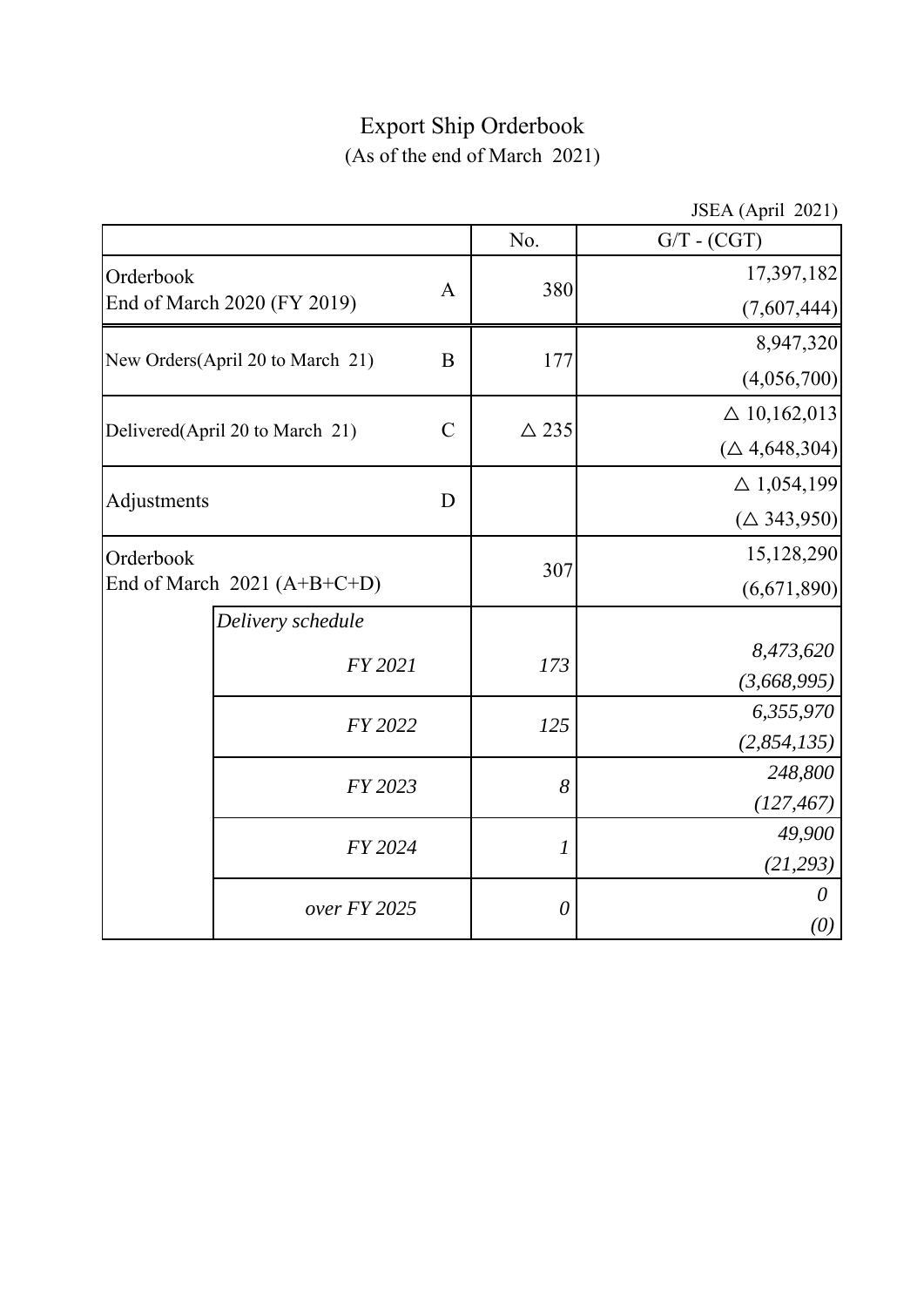# Export Ship Orderbook

(As of the end of March 2021)

JSEA (April 2021)

| | | | No. | G/T - (CGT) |
|---|---|---|---|---|
| Orderbook<br>End of March 2020 (FY 2019) | | A | 380 | 17,397,182<br>(7,607,444) |
| New Orders(April 20 to March 21) | | B | 177 | 8,947,320<br>(4,056,700) |
| Delivered(April 20 to March 21) | | C | △ 235 | △ 10,162,013<br>(△ 4,648,304) |
| Adjustments | | D | | △ 1,054,199<br>(△ 343,950) |
| Orderbook<br>End of March 2021 (A+B+C+D) | | | 307 | 15,128,290<br>(6,671,890) |
| | *Delivery schedule*<br>*FY 2021* | | *173* | *8,473,620*<br>*(3,668,995)* |
| | *FY 2022* | | *125* | *6,355,970*<br>*(2,854,135)* |
| | *FY 2023* | | *8* | *248,800*<br>*(127,467)* |
| | *FY 2024* | | *1* | *49,900*<br>*(21,293)* |
| | *over FY 2025* | | *0* | *0*<br>*(0)* |